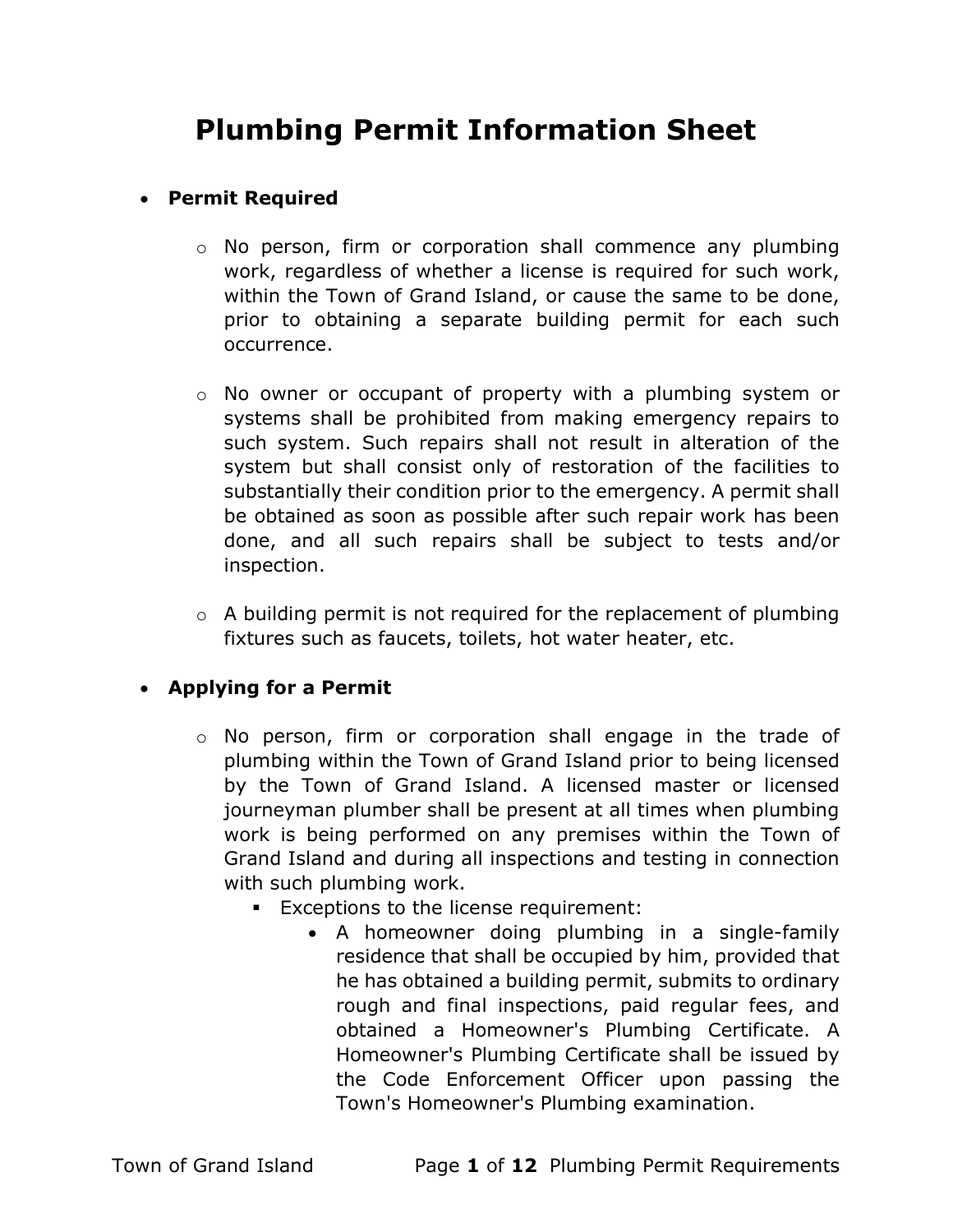# Plumbing Permit Information Sheet

- **Permit Required**
  - No person, firm or corporation shall commence any plumbing work, regardless of whether a license is required for such work, within the Town of Grand Island, or cause the same to be done, prior to obtaining a separate building permit for each such occurrence.
  - No owner or occupant of property with a plumbing system or systems shall be prohibited from making emergency repairs to such system. Such repairs shall not result in alteration of the system but shall consist only of restoration of the facilities to substantially their condition prior to the emergency. A permit shall be obtained as soon as possible after such repair work has been done, and all such repairs shall be subject to tests and/or inspection.
  - A building permit is not required for the replacement of plumbing fixtures such as faucets, toilets, hot water heater, etc.

- **Applying for a Permit**
  - No person, firm or corporation shall engage in the trade of plumbing within the Town of Grand Island prior to being licensed by the Town of Grand Island. A licensed master or licensed journeyman plumber shall be present at all times when plumbing work is being performed on any premises within the Town of Grand Island and during all inspections and testing in connection with such plumbing work.
    - Exceptions to the license requirement:
      - A homeowner doing plumbing in a single-family residence that shall be occupied by him, provided that he has obtained a building permit, submits to ordinary rough and final inspections, paid regular fees, and obtained a Homeowner's Plumbing Certificate. A Homeowner's Plumbing Certificate shall be issued by the Code Enforcement Officer upon passing the Town's Homeowner's Plumbing examination.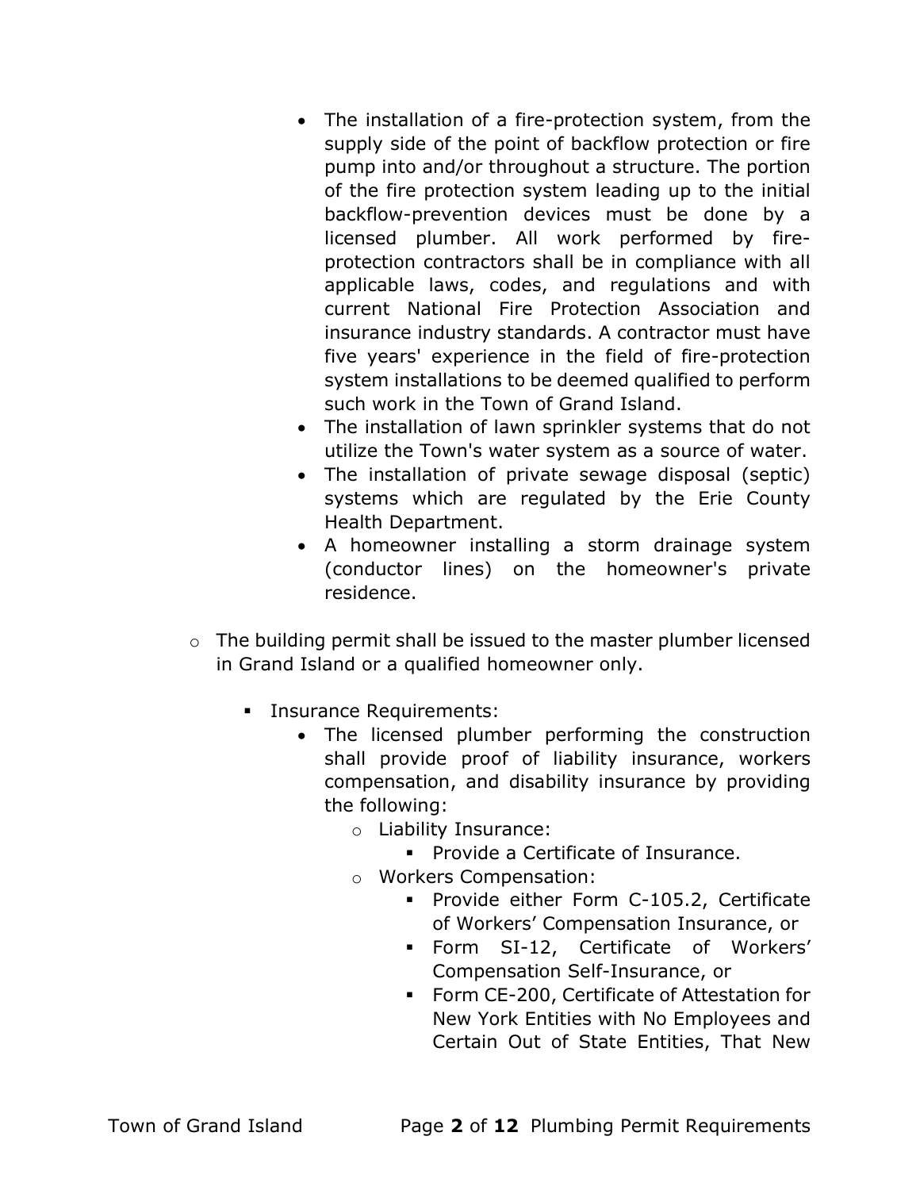- The installation of a fire-protection system, from the supply side of the point of backflow protection or fire pump into and/or throughout a structure. The portion of the fire protection system leading up to the initial backflow-prevention devices must be done by a licensed plumber. All work performed by fire-protection contractors shall be in compliance with all applicable laws, codes, and regulations and with current National Fire Protection Association and insurance industry standards. A contractor must have five years' experience in the field of fire-protection system installations to be deemed qualified to perform such work in the Town of Grand Island.
    - The installation of lawn sprinkler systems that do not utilize the Town's water system as a source of water.
    - The installation of private sewage disposal (septic) systems which are regulated by the Erie County Health Department.
    - A homeowner installing a storm drainage system (conductor lines) on the homeowner's private residence.

- The building permit shall be issued to the master plumber licensed in Grand Island or a qualified homeowner only.

  - Insurance Requirements:
    - The licensed plumber performing the construction shall provide proof of liability insurance, workers compensation, and disability insurance by providing the following:
      - Liability Insurance:
        - Provide a Certificate of Insurance.
      - Workers Compensation:
        - Provide either Form C-105.2, Certificate of Workers' Compensation Insurance, or
        - Form SI-12, Certificate of Workers' Compensation Self-Insurance, or
        - Form CE-200, Certificate of Attestation for New York Entities with No Employees and Certain Out of State Entities, That New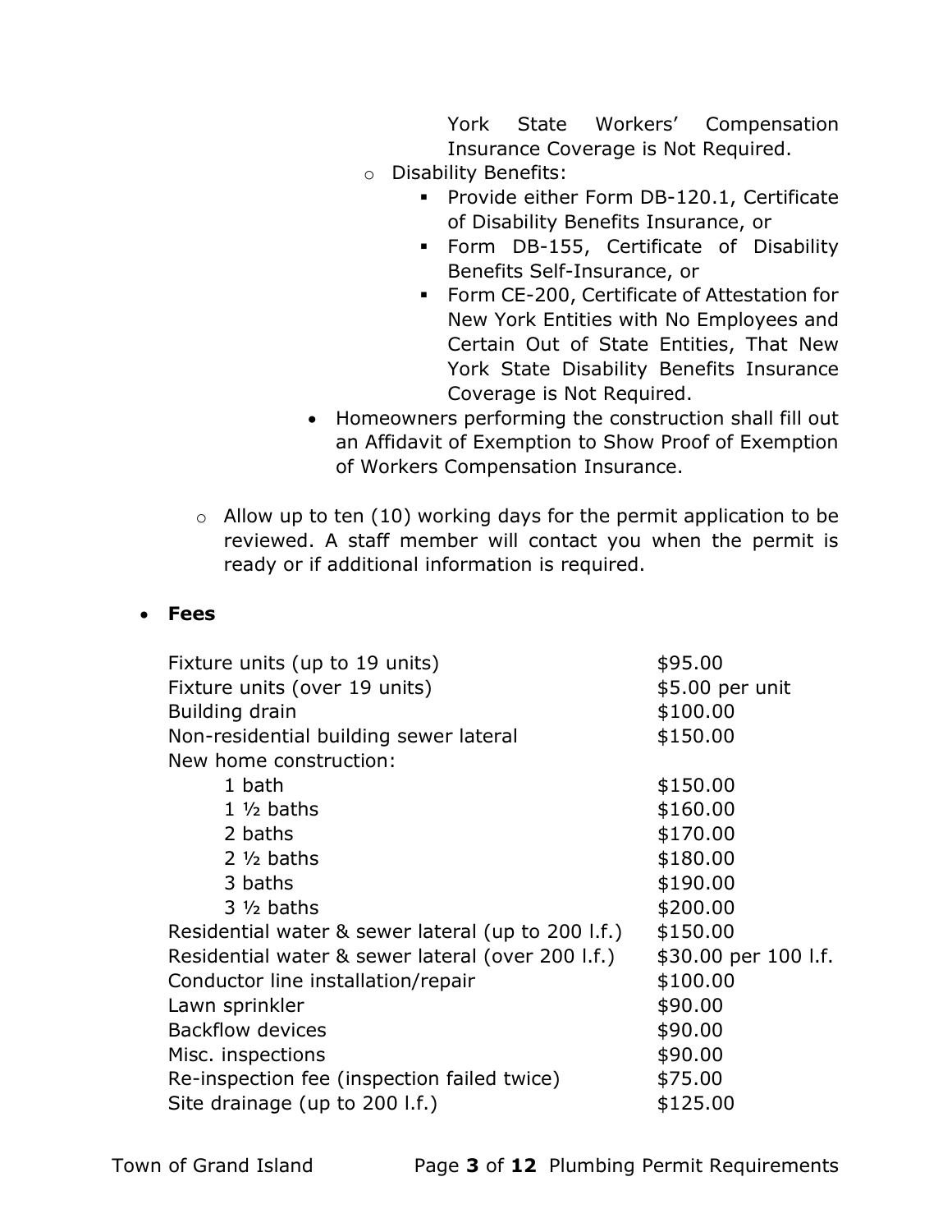York State Workers' Compensation Insurance Coverage is Not Required.

- Disability Benefits:
  - Provide either Form DB-120.1, Certificate of Disability Benefits Insurance, or
  - Form DB-155, Certificate of Disability Benefits Self-Insurance, or
  - Form CE-200, Certificate of Attestation for New York Entities with No Employees and Certain Out of State Entities, That New York State Disability Benefits Insurance Coverage is Not Required.

- Homeowners performing the construction shall fill out an Affidavit of Exemption to Show Proof of Exemption of Workers Compensation Insurance.

- Allow up to ten (10) working days for the permit application to be reviewed. A staff member will contact you when the permit is ready or if additional information is required.

- **Fees**

| Item | Fee |
|---|---|
| Fixture units (up to 19 units) | $95.00 |
| Fixture units (over 19 units) | $5.00 per unit |
| Building drain | $100.00 |
| Non-residential building sewer lateral | $150.00 |
| New home construction: | |
| 1 bath | $150.00 |
| 1 ½ baths | $160.00 |
| 2 baths | $170.00 |
| 2 ½ baths | $180.00 |
| 3 baths | $190.00 |
| 3 ½ baths | $200.00 |
| Residential water & sewer lateral (up to 200 l.f.) | $150.00 |
| Residential water & sewer lateral (over 200 l.f.) | $30.00 per 100 l.f. |
| Conductor line installation/repair | $100.00 |
| Lawn sprinkler | $90.00 |
| Backflow devices | $90.00 |
| Misc. inspections | $90.00 |
| Re-inspection fee (inspection failed twice) | $75.00 |
| Site drainage (up to 200 l.f.) | $125.00 |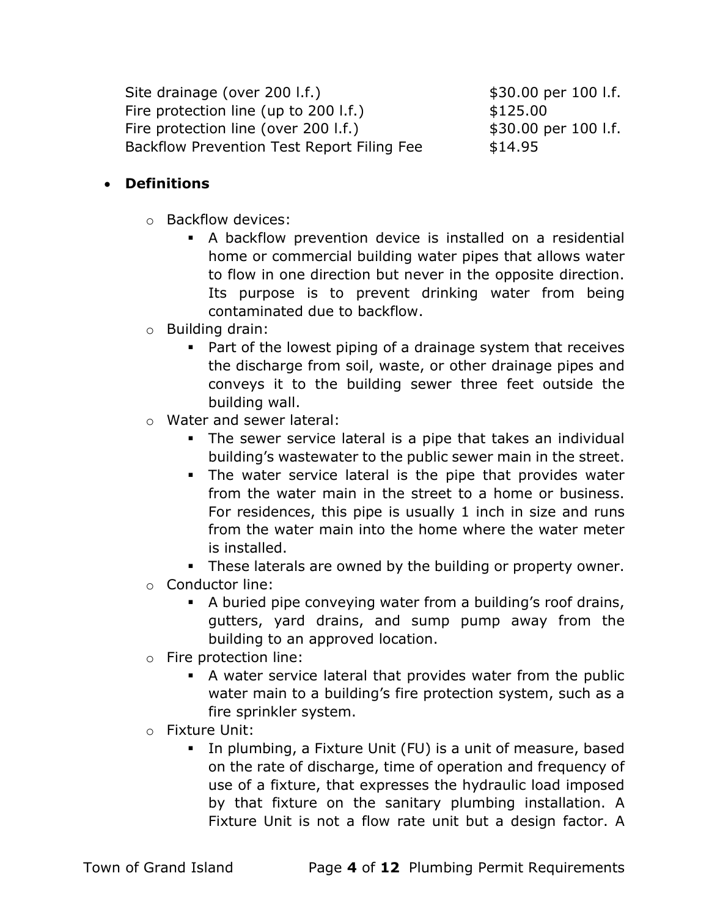| | |
|---|---|
| Site drainage (over 200 l.f.) | $30.00 per 100 l.f. |
| Fire protection line (up to 200 l.f.) | $125.00 |
| Fire protection line (over 200 l.f.) | $30.00 per 100 l.f. |
| Backflow Prevention Test Report Filing Fee | $14.95 |

- **Definitions**
  - Backflow devices:
    - A backflow prevention device is installed on a residential home or commercial building water pipes that allows water to flow in one direction but never in the opposite direction. Its purpose is to prevent drinking water from being contaminated due to backflow.
  - Building drain:
    - Part of the lowest piping of a drainage system that receives the discharge from soil, waste, or other drainage pipes and conveys it to the building sewer three feet outside the building wall.
  - Water and sewer lateral:
    - The sewer service lateral is a pipe that takes an individual building's wastewater to the public sewer main in the street.
    - The water service lateral is the pipe that provides water from the water main in the street to a home or business. For residences, this pipe is usually 1 inch in size and runs from the water main into the home where the water meter is installed.
    - These laterals are owned by the building or property owner.
  - Conductor line:
    - A buried pipe conveying water from a building's roof drains, gutters, yard drains, and sump pump away from the building to an approved location.
  - Fire protection line:
    - A water service lateral that provides water from the public water main to a building's fire protection system, such as a fire sprinkler system.
  - Fixture Unit:
    - In plumbing, a Fixture Unit (FU) is a unit of measure, based on the rate of discharge, time of operation and frequency of use of a fixture, that expresses the hydraulic load imposed by that fixture on the sanitary plumbing installation. A Fixture Unit is not a flow rate unit but a design factor. A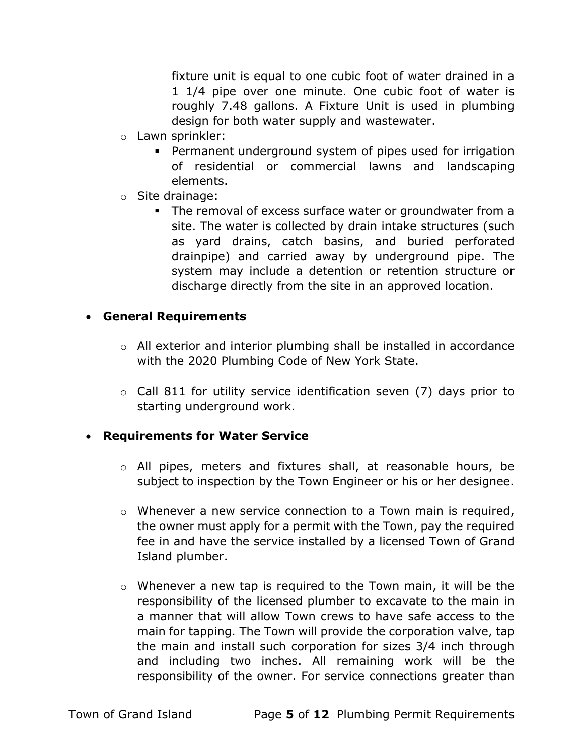fixture unit is equal to one cubic foot of water drained in a 1 1/4 pipe over one minute. One cubic foot of water is roughly 7.48 gallons. A Fixture Unit is used in plumbing design for both water supply and wastewater.

- Lawn sprinkler:
  - Permanent underground system of pipes used for irrigation of residential or commercial lawns and landscaping elements.
- Site drainage:
  - The removal of excess surface water or groundwater from a site. The water is collected by drain intake structures (such as yard drains, catch basins, and buried perforated drainpipe) and carried away by underground pipe. The system may include a detention or retention structure or discharge directly from the site in an approved location.

- **General Requirements**

  - All exterior and interior plumbing shall be installed in accordance with the 2020 Plumbing Code of New York State.

  - Call 811 for utility service identification seven (7) days prior to starting underground work.

- **Requirements for Water Service**

  - All pipes, meters and fixtures shall, at reasonable hours, be subject to inspection by the Town Engineer or his or her designee.

  - Whenever a new service connection to a Town main is required, the owner must apply for a permit with the Town, pay the required fee in and have the service installed by a licensed Town of Grand Island plumber.

  - Whenever a new tap is required to the Town main, it will be the responsibility of the licensed plumber to excavate to the main in a manner that will allow Town crews to have safe access to the main for tapping. The Town will provide the corporation valve, tap the main and install such corporation for sizes 3/4 inch through and including two inches. All remaining work will be the responsibility of the owner. For service connections greater than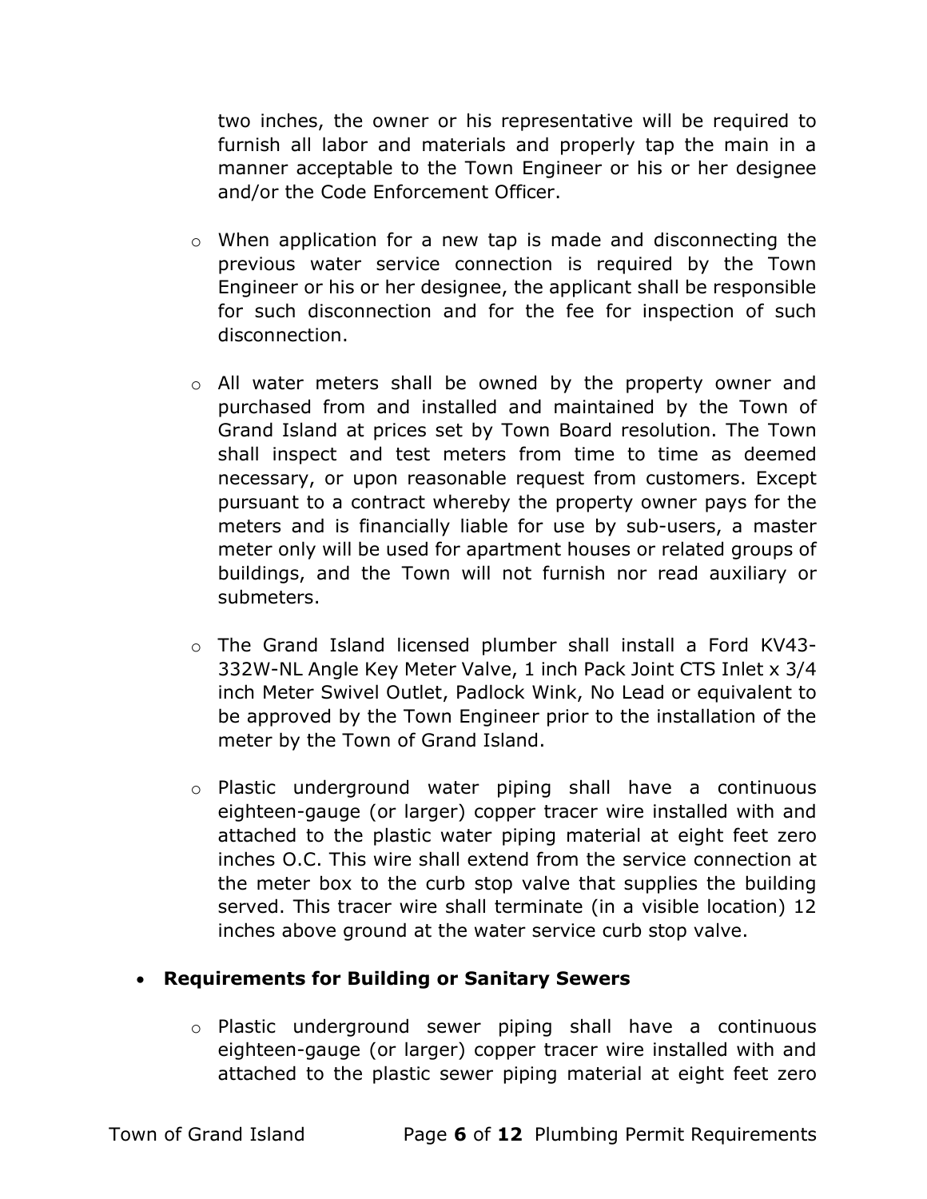two inches, the owner or his representative will be required to furnish all labor and materials and properly tap the main in a manner acceptable to the Town Engineer or his or her designee and/or the Code Enforcement Officer.

  - When application for a new tap is made and disconnecting the previous water service connection is required by the Town Engineer or his or her designee, the applicant shall be responsible for such disconnection and for the fee for inspection of such disconnection.

  - All water meters shall be owned by the property owner and purchased from and installed and maintained by the Town of Grand Island at prices set by Town Board resolution. The Town shall inspect and test meters from time to time as deemed necessary, or upon reasonable request from customers. Except pursuant to a contract whereby the property owner pays for the meters and is financially liable for use by sub-users, a master meter only will be used for apartment houses or related groups of buildings, and the Town will not furnish nor read auxiliary or submeters.

  - The Grand Island licensed plumber shall install a Ford KV43-332W-NL Angle Key Meter Valve, 1 inch Pack Joint CTS Inlet x 3/4 inch Meter Swivel Outlet, Padlock Wink, No Lead or equivalent to be approved by the Town Engineer prior to the installation of the meter by the Town of Grand Island.

  - Plastic underground water piping shall have a continuous eighteen-gauge (or larger) copper tracer wire installed with and attached to the plastic water piping material at eight feet zero inches O.C. This wire shall extend from the service connection at the meter box to the curb stop valve that supplies the building served. This tracer wire shall terminate (in a visible location) 12 inches above ground at the water service curb stop valve.

- **Requirements for Building or Sanitary Sewers**

  - Plastic underground sewer piping shall have a continuous eighteen-gauge (or larger) copper tracer wire installed with and attached to the plastic sewer piping material at eight feet zero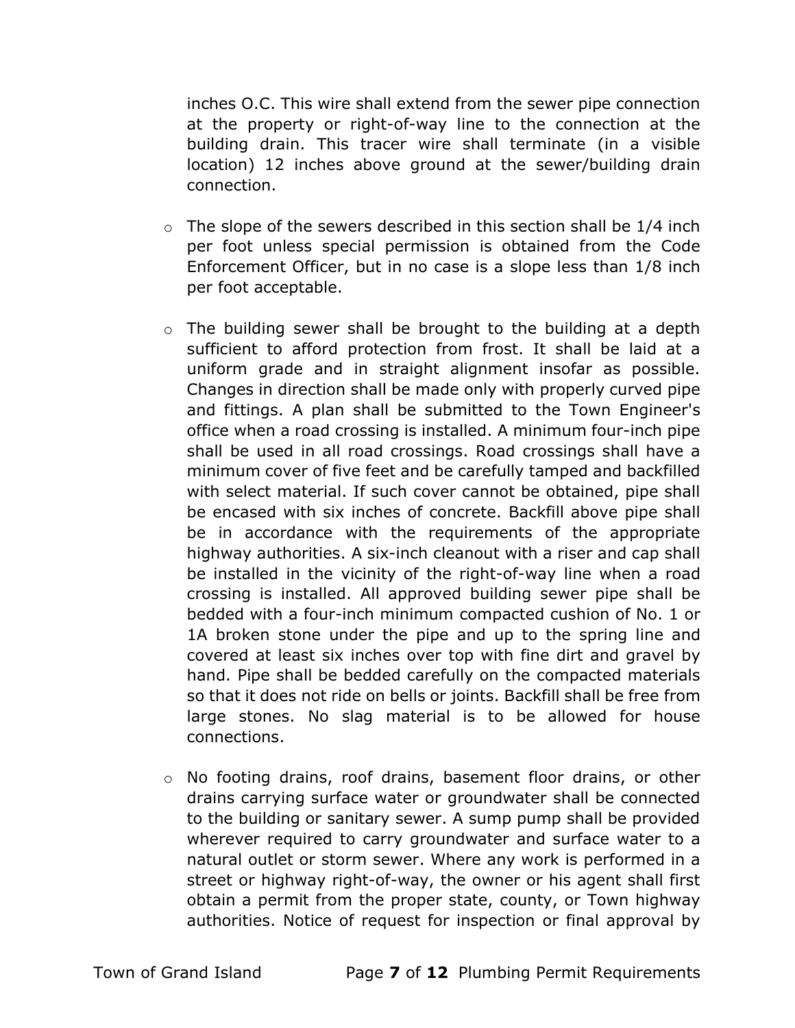inches O.C. This wire shall extend from the sewer pipe connection at the property or right-of-way line to the connection at the building drain. This tracer wire shall terminate (in a visible location) 12 inches above ground at the sewer/building drain connection.

- The slope of the sewers described in this section shall be 1/4 inch per foot unless special permission is obtained from the Code Enforcement Officer, but in no case is a slope less than 1/8 inch per foot acceptable.

- The building sewer shall be brought to the building at a depth sufficient to afford protection from frost. It shall be laid at a uniform grade and in straight alignment insofar as possible. Changes in direction shall be made only with properly curved pipe and fittings. A plan shall be submitted to the Town Engineer's office when a road crossing is installed. A minimum four-inch pipe shall be used in all road crossings. Road crossings shall have a minimum cover of five feet and be carefully tamped and backfilled with select material. If such cover cannot be obtained, pipe shall be encased with six inches of concrete. Backfill above pipe shall be in accordance with the requirements of the appropriate highway authorities. A six-inch cleanout with a riser and cap shall be installed in the vicinity of the right-of-way line when a road crossing is installed. All approved building sewer pipe shall be bedded with a four-inch minimum compacted cushion of No. 1 or 1A broken stone under the pipe and up to the spring line and covered at least six inches over top with fine dirt and gravel by hand. Pipe shall be bedded carefully on the compacted materials so that it does not ride on bells or joints. Backfill shall be free from large stones. No slag material is to be allowed for house connections.

- No footing drains, roof drains, basement floor drains, or other drains carrying surface water or groundwater shall be connected to the building or sanitary sewer. A sump pump shall be provided wherever required to carry groundwater and surface water to a natural outlet or storm sewer. Where any work is performed in a street or highway right-of-way, the owner or his agent shall first obtain a permit from the proper state, county, or Town highway authorities. Notice of request for inspection or final approval by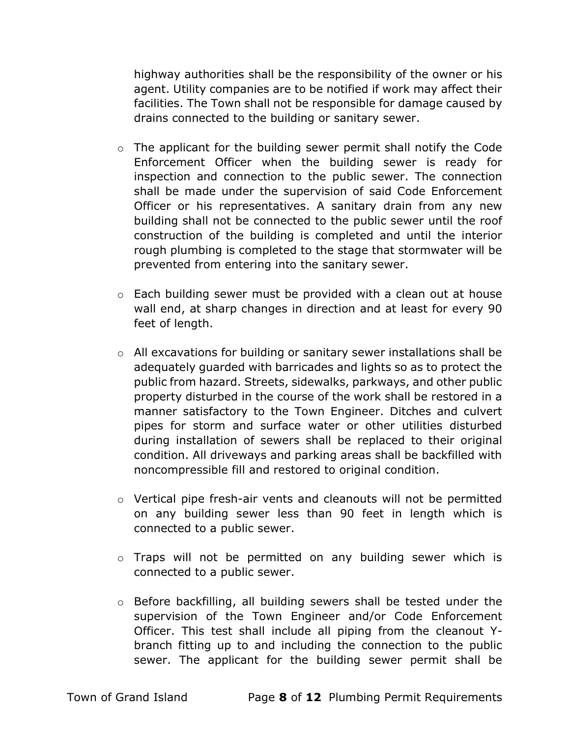highway authorities shall be the responsibility of the owner or his agent. Utility companies are to be notified if work may affect their facilities. The Town shall not be responsible for damage caused by drains connected to the building or sanitary sewer.

- The applicant for the building sewer permit shall notify the Code Enforcement Officer when the building sewer is ready for inspection and connection to the public sewer. The connection shall be made under the supervision of said Code Enforcement Officer or his representatives. A sanitary drain from any new building shall not be connected to the public sewer until the roof construction of the building is completed and until the interior rough plumbing is completed to the stage that stormwater will be prevented from entering into the sanitary sewer.

- Each building sewer must be provided with a clean out at house wall end, at sharp changes in direction and at least for every 90 feet of length.

- All excavations for building or sanitary sewer installations shall be adequately guarded with barricades and lights so as to protect the public from hazard. Streets, sidewalks, parkways, and other public property disturbed in the course of the work shall be restored in a manner satisfactory to the Town Engineer. Ditches and culvert pipes for storm and surface water or other utilities disturbed during installation of sewers shall be replaced to their original condition. All driveways and parking areas shall be backfilled with noncompressible fill and restored to original condition.

- Vertical pipe fresh-air vents and cleanouts will not be permitted on any building sewer less than 90 feet in length which is connected to a public sewer.

- Traps will not be permitted on any building sewer which is connected to a public sewer.

- Before backfilling, all building sewers shall be tested under the supervision of the Town Engineer and/or Code Enforcement Officer. This test shall include all piping from the cleanout Y-branch fitting up to and including the connection to the public sewer. The applicant for the building sewer permit shall be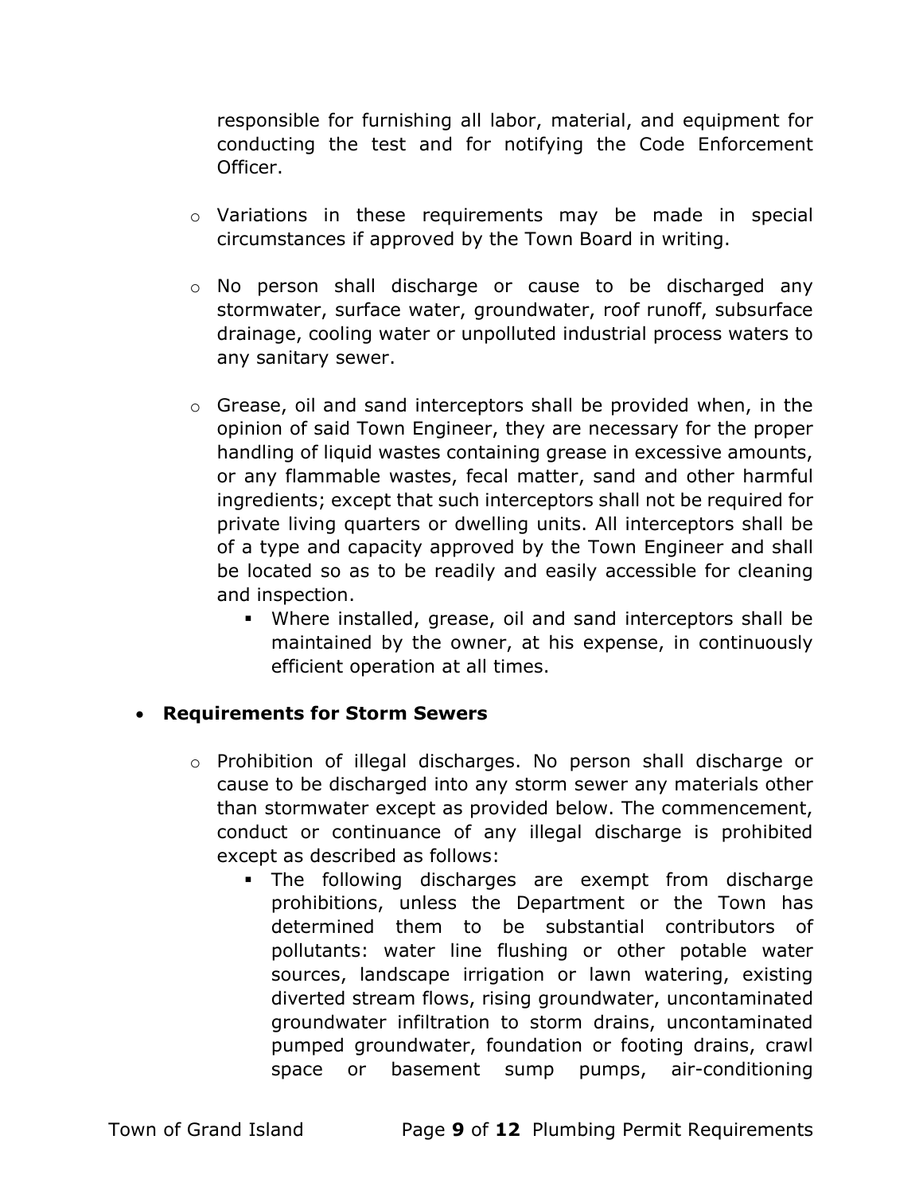responsible for furnishing all labor, material, and equipment for conducting the test and for notifying the Code Enforcement Officer.

- Variations in these requirements may be made in special circumstances if approved by the Town Board in writing.

- No person shall discharge or cause to be discharged any stormwater, surface water, groundwater, roof runoff, subsurface drainage, cooling water or unpolluted industrial process waters to any sanitary sewer.

- Grease, oil and sand interceptors shall be provided when, in the opinion of said Town Engineer, they are necessary for the proper handling of liquid wastes containing grease in excessive amounts, or any flammable wastes, fecal matter, sand and other harmful ingredients; except that such interceptors shall not be required for private living quarters or dwelling units. All interceptors shall be of a type and capacity approved by the Town Engineer and shall be located so as to be readily and easily accessible for cleaning and inspection.
  - Where installed, grease, oil and sand interceptors shall be maintained by the owner, at his expense, in continuously efficient operation at all times.

- **Requirements for Storm Sewers**
  - Prohibition of illegal discharges. No person shall discharge or cause to be discharged into any storm sewer any materials other than stormwater except as provided below. The commencement, conduct or continuance of any illegal discharge is prohibited except as described as follows:
    - The following discharges are exempt from discharge prohibitions, unless the Department or the Town has determined them to be substantial contributors of pollutants: water line flushing or other potable water sources, landscape irrigation or lawn watering, existing diverted stream flows, rising groundwater, uncontaminated groundwater infiltration to storm drains, uncontaminated pumped groundwater, foundation or footing drains, crawl space or basement sump pumps, air-conditioning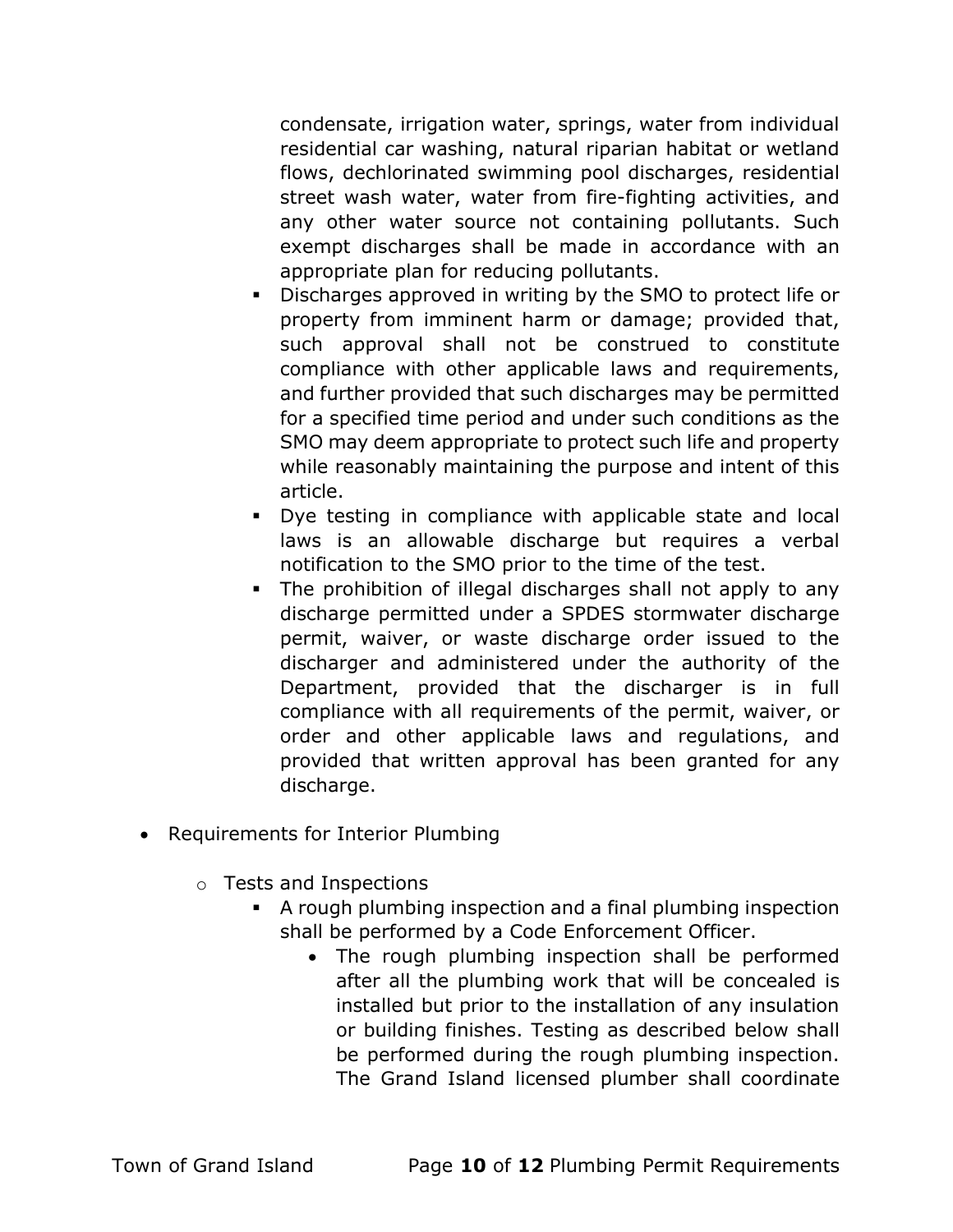condensate, irrigation water, springs, water from individual residential car washing, natural riparian habitat or wetland flows, dechlorinated swimming pool discharges, residential street wash water, water from fire-fighting activities, and any other water source not containing pollutants. Such exempt discharges shall be made in accordance with an appropriate plan for reducing pollutants.

    - Discharges approved in writing by the SMO to protect life or property from imminent harm or damage; provided that, such approval shall not be construed to constitute compliance with other applicable laws and requirements, and further provided that such discharges may be permitted for a specified time period and under such conditions as the SMO may deem appropriate to protect such life and property while reasonably maintaining the purpose and intent of this article.
    - Dye testing in compliance with applicable state and local laws is an allowable discharge but requires a verbal notification to the SMO prior to the time of the test.
    - The prohibition of illegal discharges shall not apply to any discharge permitted under a SPDES stormwater discharge permit, waiver, or waste discharge order issued to the discharger and administered under the authority of the Department, provided that the discharger is in full compliance with all requirements of the permit, waiver, or order and other applicable laws and regulations, and provided that written approval has been granted for any discharge.

- Requirements for Interior Plumbing
  - Tests and Inspections
    - A rough plumbing inspection and a final plumbing inspection shall be performed by a Code Enforcement Officer.
      - The rough plumbing inspection shall be performed after all the plumbing work that will be concealed is installed but prior to the installation of any insulation or building finishes. Testing as described below shall be performed during the rough plumbing inspection. The Grand Island licensed plumber shall coordinate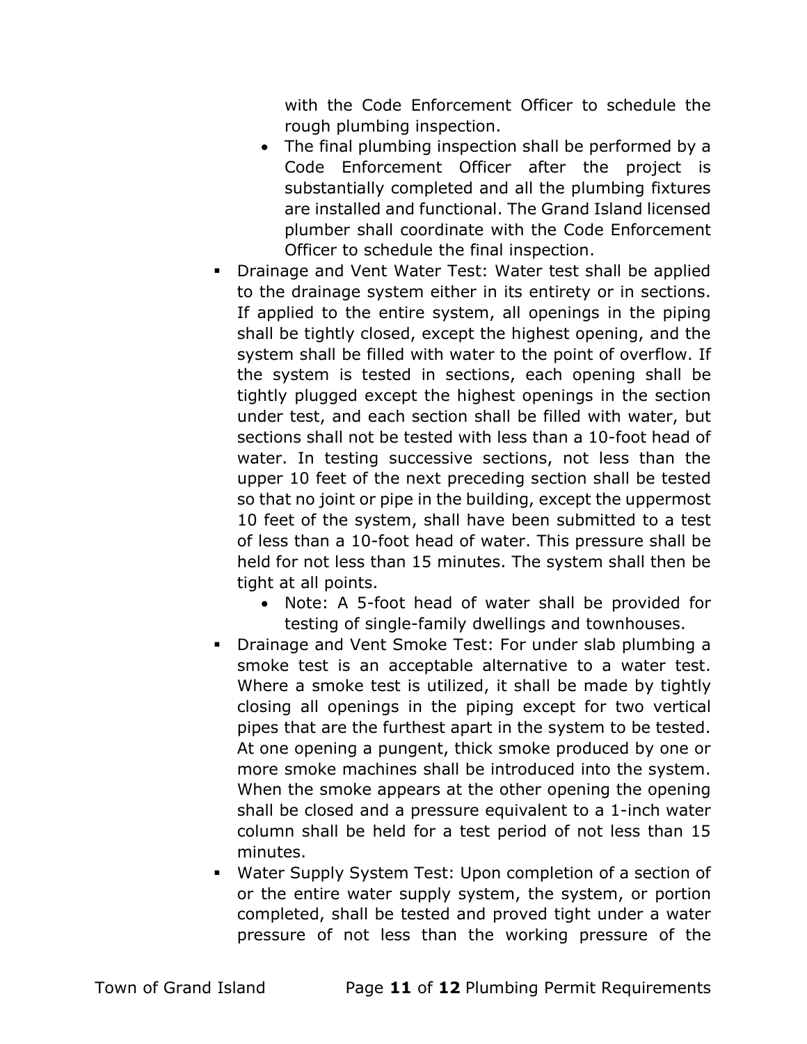with the Code Enforcement Officer to schedule the rough plumbing inspection.
    - The final plumbing inspection shall be performed by a Code Enforcement Officer after the project is substantially completed and all the plumbing fixtures are installed and functional. The Grand Island licensed plumber shall coordinate with the Code Enforcement Officer to schedule the final inspection.
- Drainage and Vent Water Test: Water test shall be applied to the drainage system either in its entirety or in sections. If applied to the entire system, all openings in the piping shall be tightly closed, except the highest opening, and the system shall be filled with water to the point of overflow. If the system is tested in sections, each opening shall be tightly plugged except the highest openings in the section under test, and each section shall be filled with water, but sections shall not be tested with less than a 10-foot head of water. In testing successive sections, not less than the upper 10 feet of the next preceding section shall be tested so that no joint or pipe in the building, except the uppermost 10 feet of the system, shall have been submitted to a test of less than a 10-foot head of water. This pressure shall be held for not less than 15 minutes. The system shall then be tight at all points.
    - Note: A 5-foot head of water shall be provided for testing of single-family dwellings and townhouses.
- Drainage and Vent Smoke Test: For under slab plumbing a smoke test is an acceptable alternative to a water test. Where a smoke test is utilized, it shall be made by tightly closing all openings in the piping except for two vertical pipes that are the furthest apart in the system to be tested. At one opening a pungent, thick smoke produced by one or more smoke machines shall be introduced into the system. When the smoke appears at the other opening the opening shall be closed and a pressure equivalent to a 1-inch water column shall be held for a test period of not less than 15 minutes.
- Water Supply System Test: Upon completion of a section of or the entire water supply system, the system, or portion completed, shall be tested and proved tight under a water pressure of not less than the working pressure of the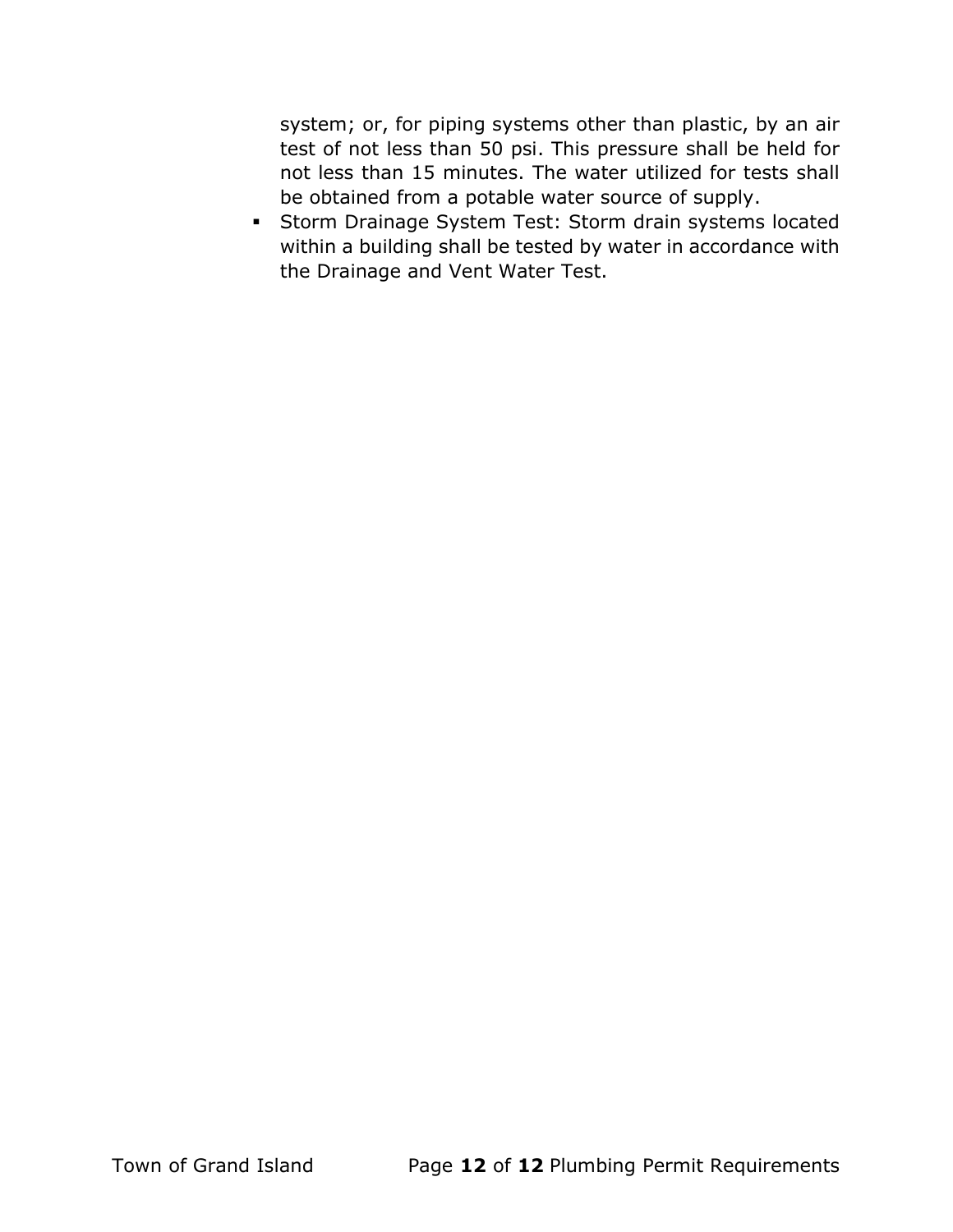system; or, for piping systems other than plastic, by an air test of not less than 50 psi. This pressure shall be held for not less than 15 minutes. The water utilized for tests shall be obtained from a potable water source of supply.

- Storm Drainage System Test: Storm drain systems located within a building shall be tested by water in accordance with the Drainage and Vent Water Test.